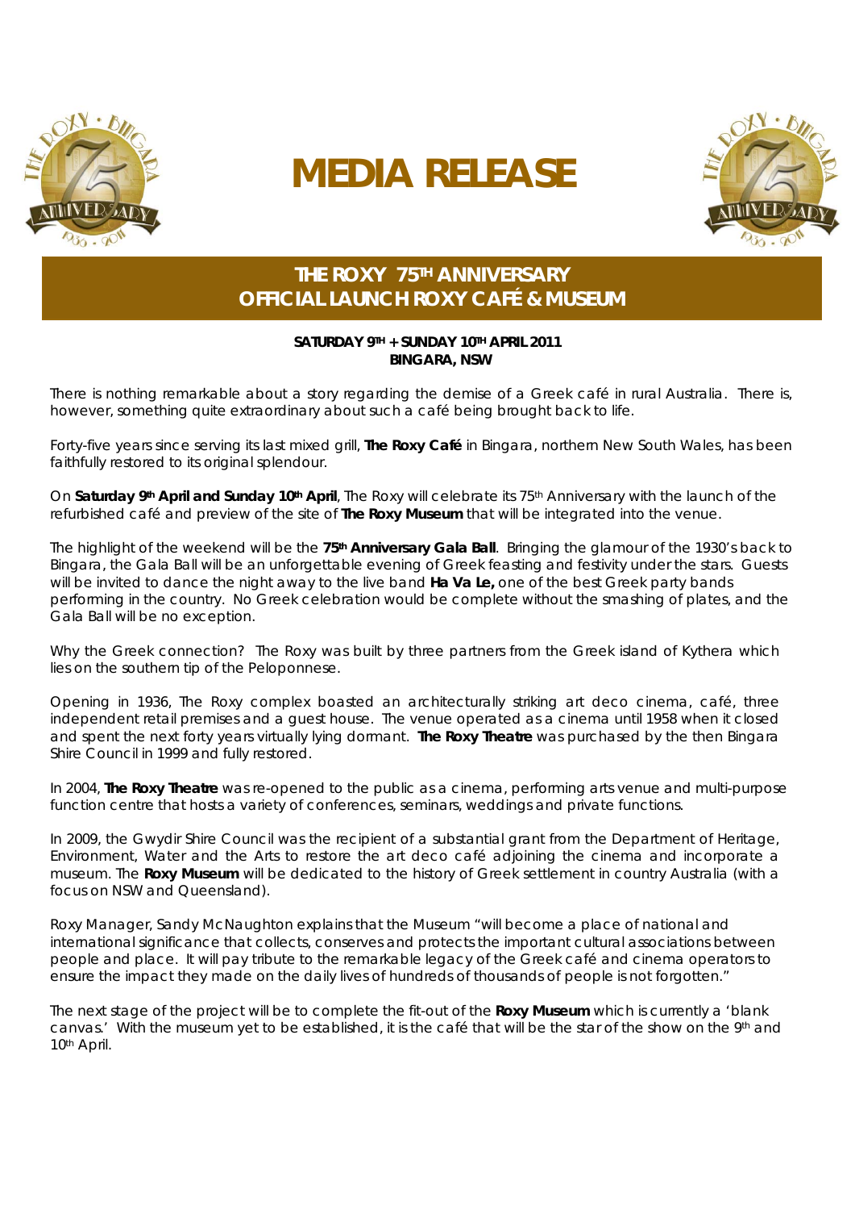# MEDIA RELEASE

## THE ROXY 75TH ANNIVERSARY
## OFFICIAL LAUNCH ROXY CAFÉ & MUSEUM

**SATURDAY 9TH + SUNDAY 10TH APRIL 2011**
**BINGARA, NSW**

There is nothing remarkable about a story regarding the demise of a Greek café in rural Australia. There is, however, something quite extraordinary about such a café being brought back to life.

Forty-five years since serving its last mixed grill, **The Roxy Café** in Bingara, northern New South Wales, has been faithfully restored to its original splendour.

On **Saturday 9th April and Sunday 10th April**, The Roxy will celebrate its 75th Anniversary with the launch of the refurbished café and preview of the site of **The Roxy Museum** that will be integrated into the venue.

The highlight of the weekend will be the **75th Anniversary Gala Ball**. Bringing the glamour of the 1930's back to Bingara, the Gala Ball will be an unforgettable evening of Greek feasting and festivity under the stars. Guests will be invited to dance the night away to the live band **Ha Va Le,** one of the best Greek party bands performing in the country. No Greek celebration would be complete without the smashing of plates, and the Gala Ball will be no exception.

Why the Greek connection? The Roxy was built by three partners from the Greek island of Kythera which lies on the southern tip of the Peloponnese.

Opening in 1936, The Roxy complex boasted an architecturally striking art deco cinema, café, three independent retail premises and a guest house. The venue operated as a cinema until 1958 when it closed and spent the next forty years virtually lying dormant. **The Roxy Theatre** was purchased by the then Bingara Shire Council in 1999 and fully restored.

In 2004, **The Roxy Theatre** was re-opened to the public as a cinema, performing arts venue and multi-purpose function centre that hosts a variety of conferences, seminars, weddings and private functions.

In 2009, the Gwydir Shire Council was the recipient of a substantial grant from the Department of Heritage, Environment, Water and the Arts to restore the art deco café adjoining the cinema and incorporate a museum. The **Roxy Museum** will be dedicated to the history of Greek settlement in country Australia (with a focus on NSW and Queensland).

Roxy Manager, Sandy McNaughton explains that the Museum "will become a place of national and international significance that collects, conserves and protects the important cultural associations between people and place. It will pay tribute to the remarkable legacy of the Greek café and cinema operators to ensure the impact they made on the daily lives of hundreds of thousands of people is not forgotten."

The next stage of the project will be to complete the fit-out of the **Roxy Museum** which is currently a 'blank canvas.' With the museum yet to be established, it is the café that will be the star of the show on the 9th and 10th April.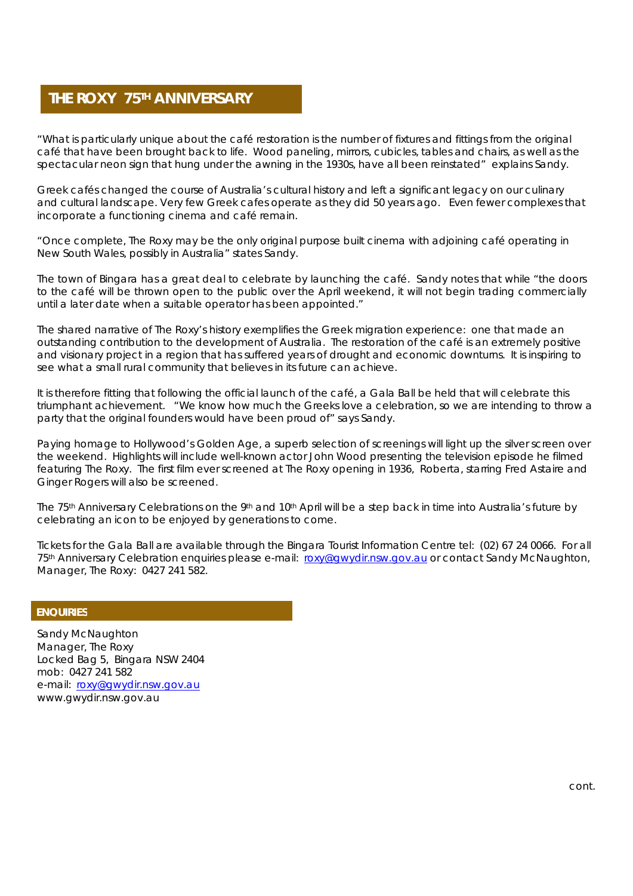## THE ROXY 75TH ANNIVERSARY

"What is particularly unique about the café restoration is the number of fixtures and fittings from the original café that have been brought back to life. Wood paneling, mirrors, cubicles, tables and chairs, as well as the spectacular neon sign that hung under the awning in the 1930s, have all been reinstated" explains Sandy.

Greek cafés changed the course of Australia's cultural history and left a significant legacy on our culinary and cultural landscape. Very few Greek cafes operate as they did 50 years ago. Even fewer complexes that incorporate a functioning cinema and café remain.

"Once complete, The Roxy may be the only original purpose built cinema with adjoining café operating in New South Wales, possibly in Australia" states Sandy.

The town of Bingara has a great deal to celebrate by launching the café. Sandy notes that while "the doors to the café will be thrown open to the public over the April weekend, it will not begin trading commercially until a later date when a suitable operator has been appointed."

The shared narrative of The Roxy's history exemplifies the Greek migration experience: one that made an outstanding contribution to the development of Australia. The restoration of the café is an extremely positive and visionary project in a region that has suffered years of drought and economic downturns. It is inspiring to see what a small rural community that believes in its future can achieve.

It is therefore fitting that following the official launch of the café, a Gala Ball be held that will celebrate this triumphant achievement. "We know how much the Greeks love a celebration, so we are intending to throw a party that the original founders would have been proud of" says Sandy.

Paying homage to Hollywood's Golden Age, a superb selection of screenings will light up the silver screen over the weekend. Highlights will include well-known actor John Wood presenting the television episode he filmed featuring The Roxy. The first film ever screened at The Roxy opening in 1936, Roberta, starring Fred Astaire and Ginger Rogers will also be screened.

The 75th Anniversary Celebrations on the 9th and 10th April will be a step back in time into Australia's future by celebrating an icon to be enjoyed by generations to come.

Tickets for the Gala Ball are available through the Bingara Tourist Information Centre tel: (02) 67 24 0066. For all 75th Anniversary Celebration enquiries please e-mail: roxy@gwydir.nsw.gov.au or contact Sandy McNaughton, Manager, The Roxy: 0427 241 582.

### ENQUIRIES

Sandy McNaughton
Manager, The Roxy
Locked Bag 5, Bingara NSW 2404
mob: 0427 241 582
e-mail: roxy@gwydir.nsw.gov.au
www.gwydir.nsw.gov.au

cont.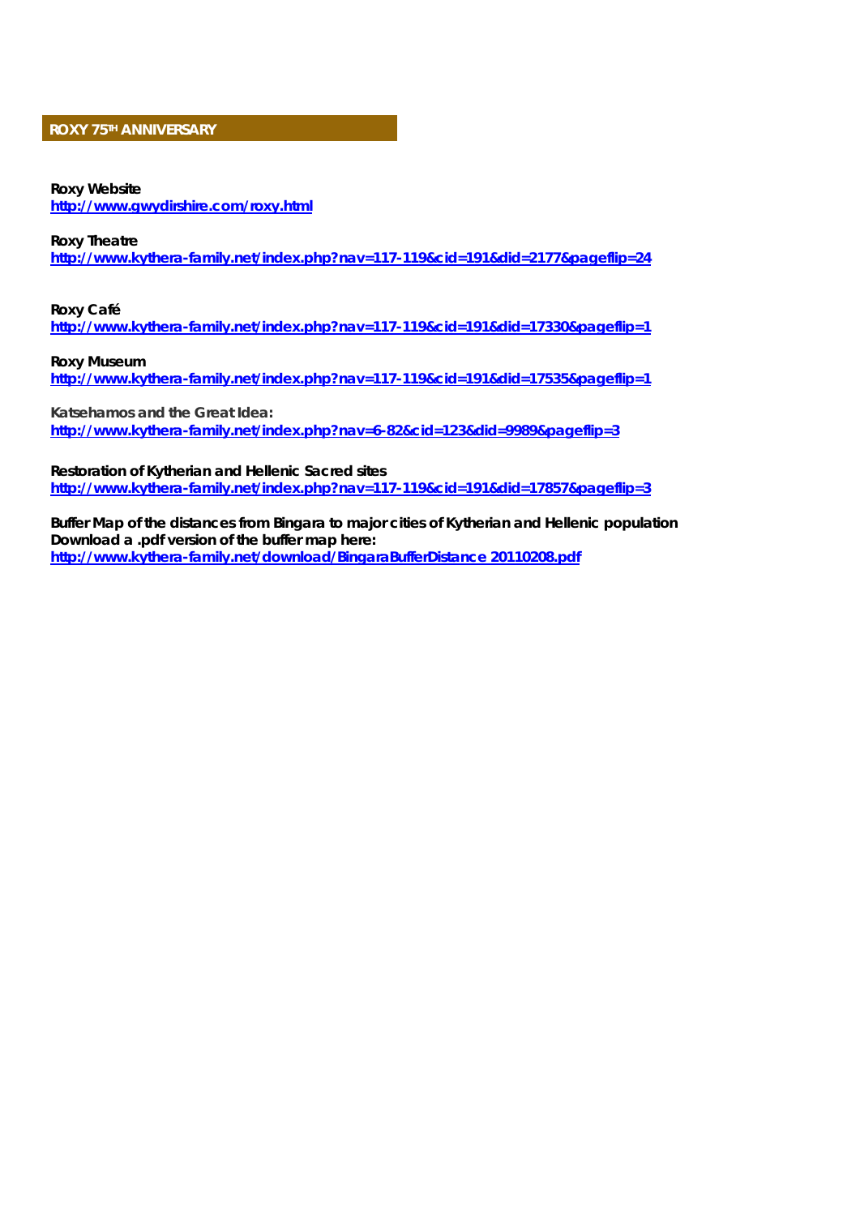## ROXY 75TH ANNIVERSARY

**Roxy Website**
**http://www.gwydirshire.com/roxy.html**

**Roxy Theatre**
**http://www.kythera-family.net/index.php?nav=117-119&cid=191&did=2177&pageflip=24**

**Roxy Café**
**http://www.kythera-family.net/index.php?nav=117-119&cid=191&did=17330&pageflip=1**

**Roxy Museum**
**http://www.kythera-family.net/index.php?nav=117-119&cid=191&did=17535&pageflip=1**

**Katsehamos and the Great Idea:**
**http://www.kythera-family.net/index.php?nav=6-82&cid=123&did=9989&pageflip=3**

**Restoration of Kytherian and Hellenic Sacred sites**
**http://www.kythera-family.net/index.php?nav=117-119&cid=191&did=17857&pageflip=3**

**Buffer Map of the distances from Bingara to major cities of Kytherian and Hellenic population**
**Download a .pdf version of the buffer map here:**
**http://www.kythera-family.net/download/BingaraBufferDistance 20110208.pdf**